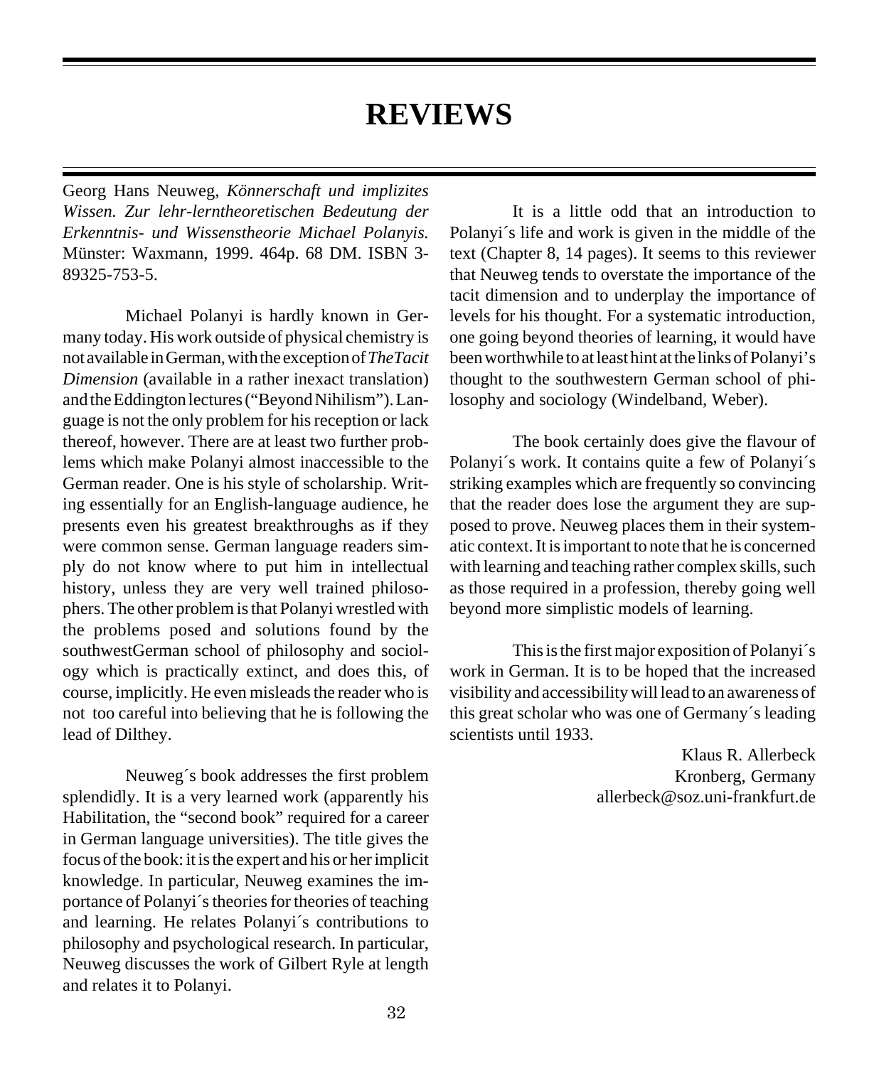# REVIEWS

Georg Hans Neuweg, *Könnerschaft und implizites Wissen. Zur lehr-lerntheoretischen Bedeutung der Erkenntnis- und Wissenstheorie Michael Polanyis.* Münster: Waxmann, 1999. 464p. 68 DM. ISBN 3-89325-753-5.

Michael Polanyi is hardly known in Germany today. His work outside of physical chemistry is not available in German, with the exception of *TheTacit Dimension* (available in a rather inexact translation) and the Eddington lectures ("Beyond Nihilism"). Language is not the only problem for his reception or lack thereof, however. There are at least two further problems which make Polanyi almost inaccessible to the German reader. One is his style of scholarship. Writing essentially for an English-language audience, he presents even his greatest breakthroughs as if they were common sense. German language readers simply do not know where to put him in intellectual history, unless they are very well trained philosophers. The other problem is that Polanyi wrestled with the problems posed and solutions found by the southwestGerman school of philosophy and sociology which is practically extinct, and does this, of course, implicitly. He even misleads the reader who is not too careful into believing that he is following the lead of Dilthey.

Neuweg´s book addresses the first problem splendidly. It is a very learned work (apparently his Habilitation, the "second book" required for a career in German language universities). The title gives the focus of the book: it is the expert and his or her implicit knowledge. In particular, Neuweg examines the importance of Polanyi´s theories for theories of teaching and learning. He relates Polanyi´s contributions to philosophy and psychological research. In particular, Neuweg discusses the work of Gilbert Ryle at length and relates it to Polanyi.

It is a little odd that an introduction to Polanyi´s life and work is given in the middle of the text (Chapter 8, 14 pages). It seems to this reviewer that Neuweg tends to overstate the importance of the tacit dimension and to underplay the importance of levels for his thought. For a systematic introduction, one going beyond theories of learning, it would have been worthwhile to at least hint at the links of Polanyi's thought to the southwestern German school of philosophy and sociology (Windelband, Weber).

The book certainly does give the flavour of Polanyi´s work. It contains quite a few of Polanyi´s striking examples which are frequently so convincing that the reader does lose the argument they are supposed to prove. Neuweg places them in their systematic context. It is important to note that he is concerned with learning and teaching rather complex skills, such as those required in a profession, thereby going well beyond more simplistic models of learning.

This is the first major exposition of Polanyi´s work in German. It is to be hoped that the increased visibility and accessibility will lead to an awareness of this great scholar who was one of Germany´s leading scientists until 1933.

Klaus R. Allerbeck
Kronberg, Germany
allerbeck@soz.uni-frankfurt.de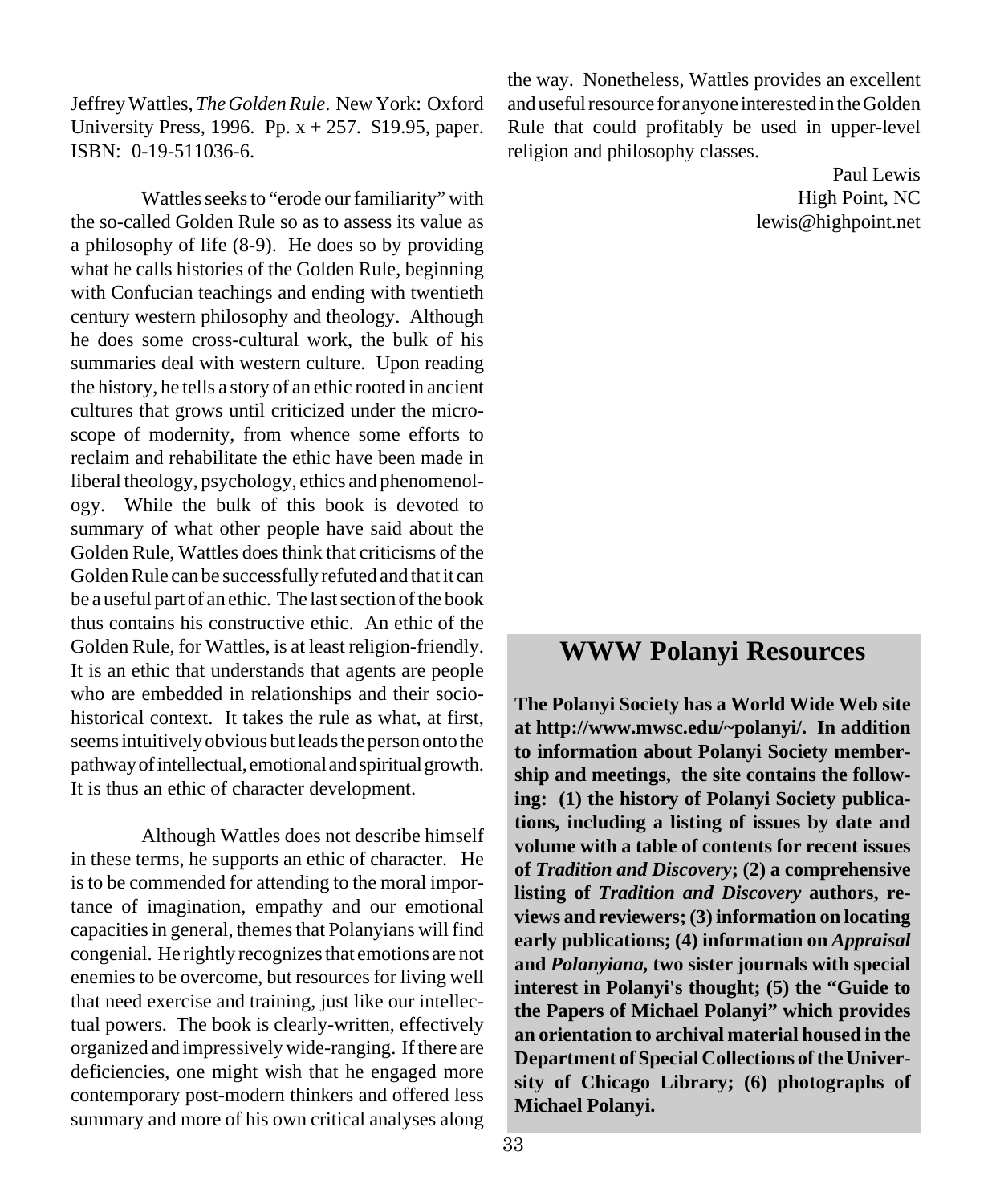Jeffrey Wattles, *The Golden Rule*. New York: Oxford University Press, 1996. Pp. x + 257. $19.95, paper. ISBN: 0-19-511036-6.

Wattles seeks to "erode our familiarity" with the so-called Golden Rule so as to assess its value as a philosophy of life (8-9). He does so by providing what he calls histories of the Golden Rule, beginning with Confucian teachings and ending with twentieth century western philosophy and theology. Although he does some cross-cultural work, the bulk of his summaries deal with western culture. Upon reading the history, he tells a story of an ethic rooted in ancient cultures that grows until criticized under the microscope of modernity, from whence some efforts to reclaim and rehabilitate the ethic have been made in liberal theology, psychology, ethics and phenomenology. While the bulk of this book is devoted to summary of what other people have said about the Golden Rule, Wattles does think that criticisms of the Golden Rule can be successfully refuted and that it can be a useful part of an ethic. The last section of the book thus contains his constructive ethic. An ethic of the Golden Rule, for Wattles, is at least religion-friendly. It is an ethic that understands that agents are people who are embedded in relationships and their socio-historical context. It takes the rule as what, at first, seems intuitively obvious but leads the person onto the pathway of intellectual, emotional and spiritual growth. It is thus an ethic of character development.

Although Wattles does not describe himself in these terms, he supports an ethic of character. He is to be commended for attending to the moral importance of imagination, empathy and our emotional capacities in general, themes that Polanyians will find congenial. He rightly recognizes that emotions are not enemies to be overcome, but resources for living well that need exercise and training, just like our intellectual powers. The book is clearly-written, effectively organized and impressively wide-ranging. If there are deficiencies, one might wish that he engaged more contemporary post-modern thinkers and offered less summary and more of his own critical analyses along the way. Nonetheless, Wattles provides an excellent and useful resource for anyone interested in the Golden Rule that could profitably be used in upper-level religion and philosophy classes.

Paul Lewis
High Point, NC
lewis@highpoint.net

## WWW Polanyi Resources

**The Polanyi Society has a World Wide Web site at http://www.mwsc.edu/~polanyi/. In addition to information about Polanyi Society membership and meetings, the site contains the following: (1) the history of Polanyi Society publications, including a listing of issues by date and volume with a table of contents for recent issues of *Tradition and Discovery*; (2) a comprehensive listing of *Tradition and Discovery* authors, reviews and reviewers; (3) information on locating early publications; (4) information on *Appraisal* and *Polanyiana,* two sister journals with special interest in Polanyi's thought; (5) the "Guide to the Papers of Michael Polanyi" which provides an orientation to archival material housed in the Department of Special Collections of the University of Chicago Library; (6) photographs of Michael Polanyi.**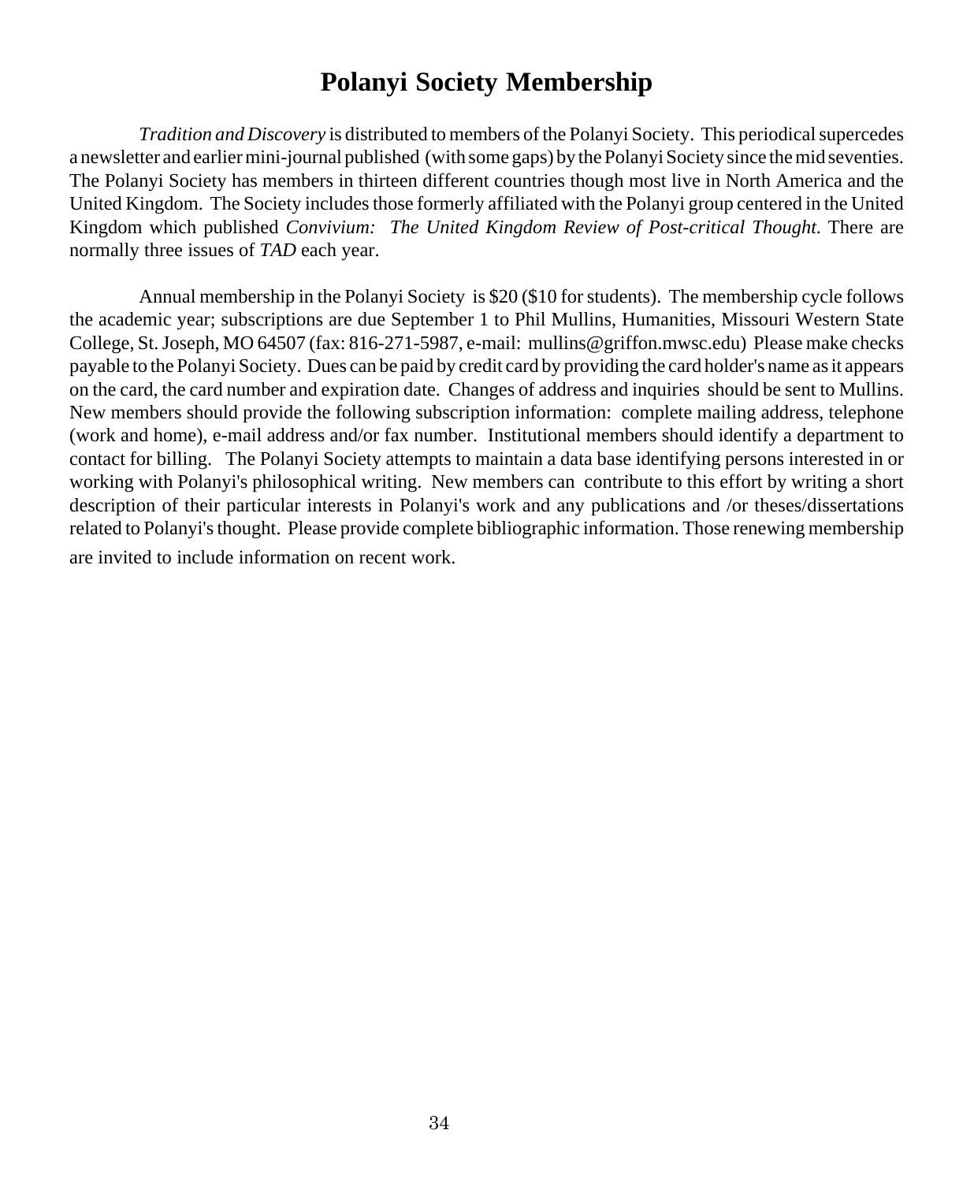# Polanyi Society Membership

*Tradition and Discovery* is distributed to members of the Polanyi Society. This periodical supercedes a newsletter and earlier mini-journal published (with some gaps) by the Polanyi Society since the mid seventies. The Polanyi Society has members in thirteen different countries though most live in North America and the United Kingdom. The Society includes those formerly affiliated with the Polanyi group centered in the United Kingdom which published *Convivium: The United Kingdom Review of Post-critical Thought*. There are normally three issues of *TAD* each year.

Annual membership in the Polanyi Society is $20 ($10 for students). The membership cycle follows the academic year; subscriptions are due September 1 to Phil Mullins, Humanities, Missouri Western State College, St. Joseph, MO 64507 (fax: 816-271-5987, e-mail: mullins@griffon.mwsc.edu) Please make checks payable to the Polanyi Society. Dues can be paid by credit card by providing the card holder's name as it appears on the card, the card number and expiration date. Changes of address and inquiries should be sent to Mullins. New members should provide the following subscription information: complete mailing address, telephone (work and home), e-mail address and/or fax number. Institutional members should identify a department to contact for billing. The Polanyi Society attempts to maintain a data base identifying persons interested in or working with Polanyi's philosophical writing. New members can contribute to this effort by writing a short description of their particular interests in Polanyi's work and any publications and /or theses/dissertations related to Polanyi's thought. Please provide complete bibliographic information. Those renewing membership are invited to include information on recent work.